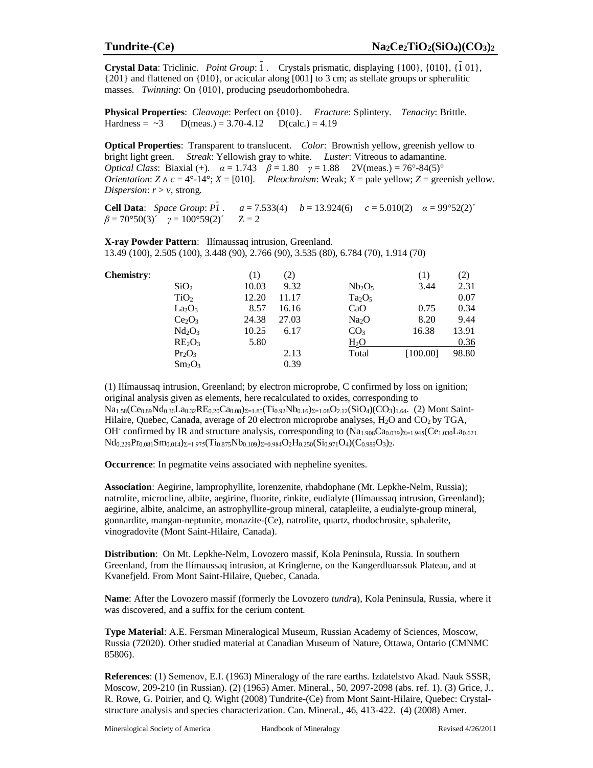# Tundrite-(Ce) $Na_2Ce_2TiO_2(SiO_4)(CO_3)_2$

**Crystal Data**: Triclinic. *Point Group*: $\bar{1}$. Crystals prismatic, displaying {100}, {010}, {$\bar{1}$01}, {201} and flattened on {010}, or acicular along [001] to 3 cm; as stellate groups or spherulitic masses. *Twinning*: On {010}, producing pseudorhombohedra.

**Physical Properties**: *Cleavage*: Perfect on {010}. *Fracture*: Splintery. *Tenacity*: Brittle. Hardness = ~3 D(meas.) = 3.70-4.12 D(calc.) = 4.19

**Optical Properties**: Transparent to translucent. *Color*: Brownish yellow, greenish yellow to bright light green. *Streak*: Yellowish gray to white. *Luster*: Vitreous to adamantine. *Optical Class*: Biaxial (+). $\alpha$ = 1.743 $\beta$ = 1.80 $\gamma$ = 1.88 2V(meas.) = 76°-84(5)° *Orientation*: $Z \wedge c$ = 4°-14°; $X$ = [010]. *Pleochroism*: Weak; $X$ = pale yellow; $Z$ = greenish yellow. *Dispersion*: $r > v$, strong.

**Cell Data**: *Space Group*: $P\bar{1}$. $a$ = 7.533(4) $b$ = 13.924(6) $c$ = 5.010(2) $\alpha$ = 99°52(2)´ $\beta$ = 70°50(3)´ $\gamma$ = 100°59(2)´ Z = 2

**X-ray Powder Pattern**: Ilímaussaq intrusion, Greenland.
13.49 (100), 2.505 (100), 3.448 (90), 2.766 (90), 3.535 (80), 6.784 (70), 1.914 (70)

**Chemistry**:

| | (1) | (2) | | (1) | (2) |
|---|---|---|---|---|---|
| $SiO_2$ | 10.03 | 9.32 | $Nb_2O_5$ | 3.44 | 2.31 |
| $TiO_2$ | 12.20 | 11.17 | $Ta_2O_5$ | | 0.07 |
| $La_2O_3$ | 8.57 | 16.16 | CaO | 0.75 | 0.34 |
| $Ce_2O_3$ | 24.38 | 27.03 | $Na_2O$ | 8.20 | 9.44 |
| $Nd_2O_3$ | 10.25 | 6.17 | $CO_3$ | 16.38 | 13.91 |
| $RE_2O_3$ | 5.80 | | $H_2O$ | | 0.36 |
| $Pr_2O_3$ | | 2.13 | Total | [100.00] | 98.80 |
| $Sm_2O_3$ | | 0.39 | | | |

(1) Ilímaussaq intrusion, Greenland; by electron microprobe, C confirmed by loss on ignition; original analysis given as elements, here recalculated to oxides, corresponding to $Na_{1.58}(Ce_{0.89}Nd_{0.36}La_{0.32}RE_{0.20}Ca_{0.08})_{\Sigma=1.85}(Ti_{0.92}Nb_{0.16})_{\Sigma=1.08}O_{2.12}(SiO_4)(CO_3)_{1.64}$. (2) Mont Saint-Hilaire, Quebec, Canada, average of 20 electron microprobe analyses, $H_2O$ and $CO_2$ by TGA, $OH^-$ confirmed by IR and structure analysis, corresponding to $(Na_{1.906}Ca_{0.039})_{\Sigma=1.945}(Ce_{1.030}La_{0.621}Nd_{0.229}Pr_{0.081}Sm_{0.014})_{\Sigma=1.975}(Ti_{0.875}Nb_{0.109})_{\Sigma=0.984}O_2H_{0.250}(Si_{0.971}O_4)(C_{0.989}O_3)_2$.

**Occurrence**: In pegmatite veins associated with nepheline syenites.

**Association**: Aegirine, lamprophyllite, lorenzenite, rhabdophane (Mt. Lepkhe-Nelm, Russia); natrolite, microcline, albite, aegirine, fluorite, rinkite, eudialyte (Ilímaussaq intrusion, Greenland); aegirine, albite, analcime, an astrophyllite-group mineral, catapleiite, a eudialyte-group mineral, gonnardite, mangan-neptunite, monazite-(Ce), natrolite, quartz, rhodochrosite, sphalerite, vinogradovite (Mont Saint-Hilaire, Canada).

**Distribution**: On Mt. Lepkhe-Nelm, Lovozero massif, Kola Peninsula, Russia. In southern Greenland, from the Ilímaussaq intrusion, at Kringlerne, on the Kangerdluarssuk Plateau, and at Kvanefjeld. From Mont Saint-Hilaire, Quebec, Canada.

**Name**: After the Lovozero massif (formerly the Lovozero *tundr*a), Kola Peninsula, Russia, where it was discovered, and a suffix for the cerium content.

**Type Material**: A.E. Fersman Mineralogical Museum, Russian Academy of Sciences, Moscow, Russia (72020). Other studied material at Canadian Museum of Nature, Ottawa, Ontario (CMNMC 85806).

**References**: (1) Semenov, E.I. (1963) Mineralogy of the rare earths. Izdatelstvo Akad. Nauk SSSR, Moscow, 209-210 (in Russian). (2) (1965) Amer. Mineral., 50, 2097-2098 (abs. ref. 1). (3) Grice, J., R. Rowe, G. Poirier, and Q. Wight (2008) Tundrite-(Ce) from Mont Saint-Hilaire, Quebec: Crystal-structure analysis and species characterization. Can. Mineral., 46, 413-422. (4) (2008) Amer.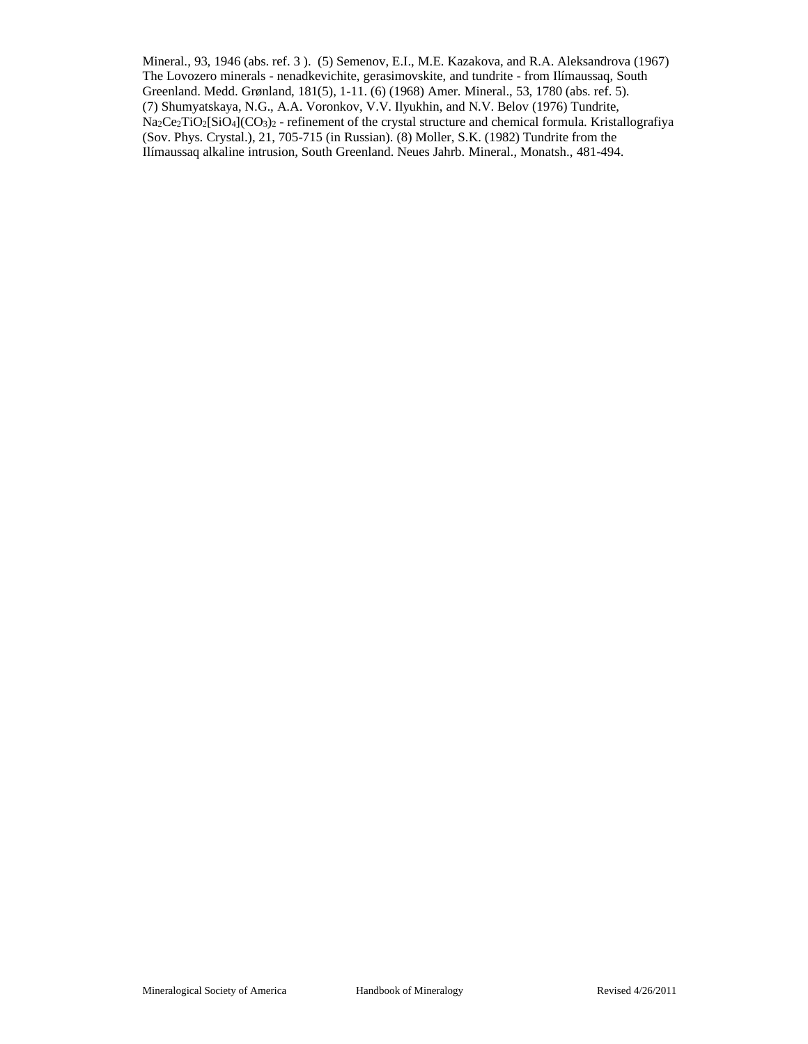Mineral., 93, 1946 (abs. ref. 3 ). (5) Semenov, E.I., M.E. Kazakova, and R.A. Aleksandrova (1967) The Lovozero minerals - nenadkevichite, gerasimovskite, and tundrite - from Ilímaussaq, South Greenland. Medd. Grønland, 181(5), 1-11. (6) (1968) Amer. Mineral., 53, 1780 (abs. ref. 5). (7) Shumyatskaya, N.G., A.A. Voronkov, V.V. Ilyukhin, and N.V. Belov (1976) Tundrite, $Na_2Ce_2TiO_2[SiO_4](CO_3)_2$ - refinement of the crystal structure and chemical formula. Kristallografiya (Sov. Phys. Crystal.), 21, 705-715 (in Russian). (8) Moller, S.K. (1982) Tundrite from the Ilímaussaq alkaline intrusion, South Greenland. Neues Jahrb. Mineral., Monatsh., 481-494.